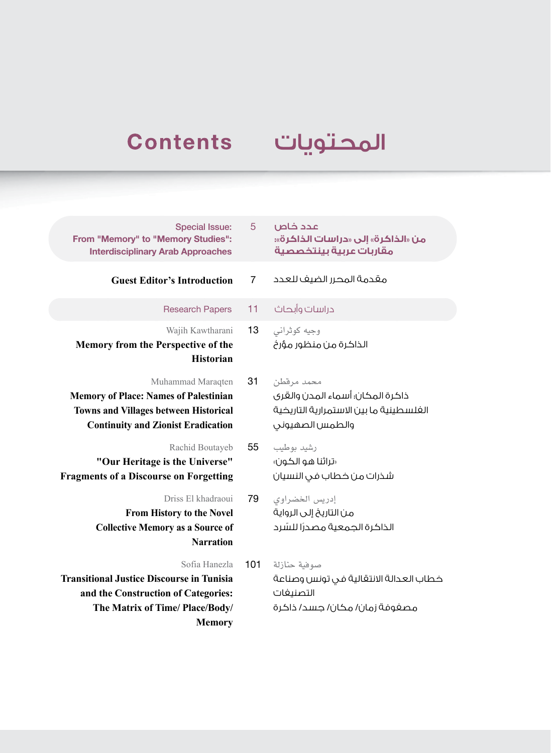# Contents المحتويات

| English | Page | العربية |
|---|---|---|
| **Special Issue: From "Memory" to "Memory Studies": Interdisciplinary Arab Approaches** | 5 | **عدد خاص من «الذاكرة» إلى «دراسات الذاكرة»: مقاربات عربية بينتخصصية** |
| **Guest Editor's Introduction** | 7 | مقدمة المحرر الضيف للعدد |
| Research Papers | 11 | دراسات وأبحاث |
| Wajih Kawtharani<br>**Memory from the Perspective of the Historian** | 13 | وجيه كوثراني<br>الذاكرة من منظور مؤرخ |
| Muhammad Maraqten<br>**Memory of Place: Names of Palestinian Towns and Villages between Historical Continuity and Zionist Eradication** | 31 | محمد مرقطن<br>ذاكرة المكان: أسماء المدن والقرى الفلسطينية ما بين الاستمرارية التاريخية والطمس الصهيوني |
| Rachid Boutayeb<br>**"Our Heritage is the Universe" Fragments of a Discourse on Forgetting** | 55 | رشيد بوطيب<br>«تراثنا هو الكون» شذرات من خطاب في النسيان |
| Driss El khadraoui<br>**From History to the Novel Collective Memory as a Source of Narration** | 79 | إدريس الخضراوي<br>من التاريخ إلى الرواية الذاكرة الجمعية مصدرًا للسّرد |
| Sofia Hanezla<br>**Transitional Justice Discourse in Tunisia and the Construction of Categories: The Matrix of Time/ Place/Body/ Memory** | 101 | صوفية حنازلة<br>خطاب العدالة الانتقالية في تونس وصناعة التصنيفات مصفوفة زمان/ مكان/ جسد/ ذاكرة |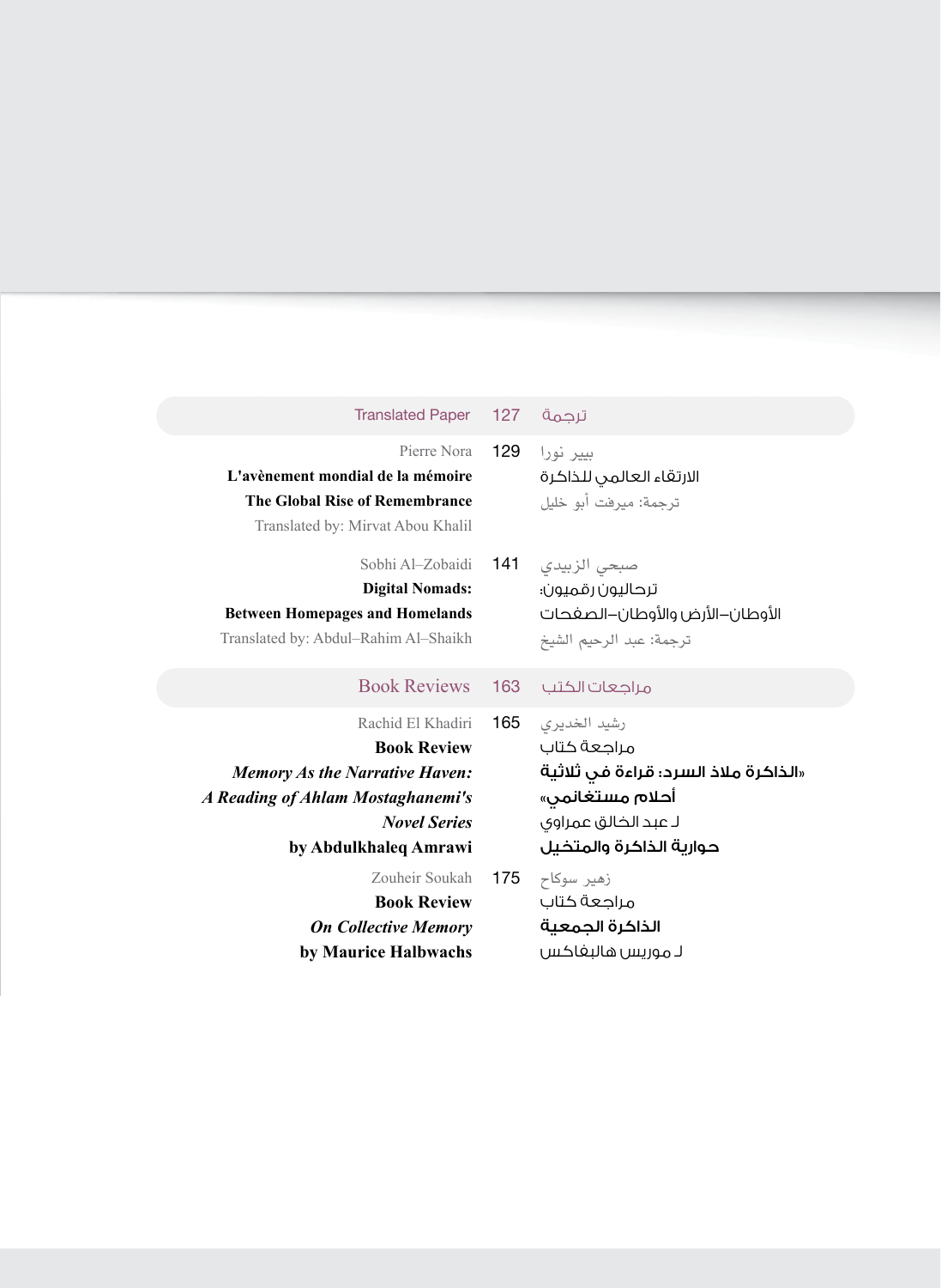## Translated Paper — 127 — ترجمة

Pierre Nora
**L'avènement mondial de la mémoire**
**The Global Rise of Remembrance**
Translated by: Mirvat Abou Khalil — 129

بيير نورا
الارتقاء العالمي للذاكرة
ترجمة: ميرفت أبو خليل

Sobhi Al–Zobaidi
**Digital Nomads:**
**Between Homepages and Homelands**
Translated by: Abdul–Rahim Al–Shaikh — 141

صبحي الزبيدي
ترحاليون رقميون:
الأوطان–الأرض والأوطان–الصفحات
ترجمة: عبد الرحيم الشيخ

## Book Reviews — 163 — مراجعات الكتب

Rachid El Khadiri
**Book Review**
***Memory As the Narrative Haven:***
***A Reading of Ahlam Mostaghanemi's***
***Novel Series***
**by Abdulkhaleq Amrawi** — 165

رشيد الخديري
مراجعة كتاب
**«الذاكرة ملاذ السرد: قراءة في ثلاثية**
**أحلام مستغانمي»**
لـ عبد الخالق عمراوي
**حوارية الذاكرة والمتخيل**

Zouheir Soukah
**Book Review**
***On Collective Memory***
**by Maurice Halbwachs** — 175

زهير سوكاح
مراجعة كتاب
**الذاكرة الجمعية**
لـ موريس هالبفاكس